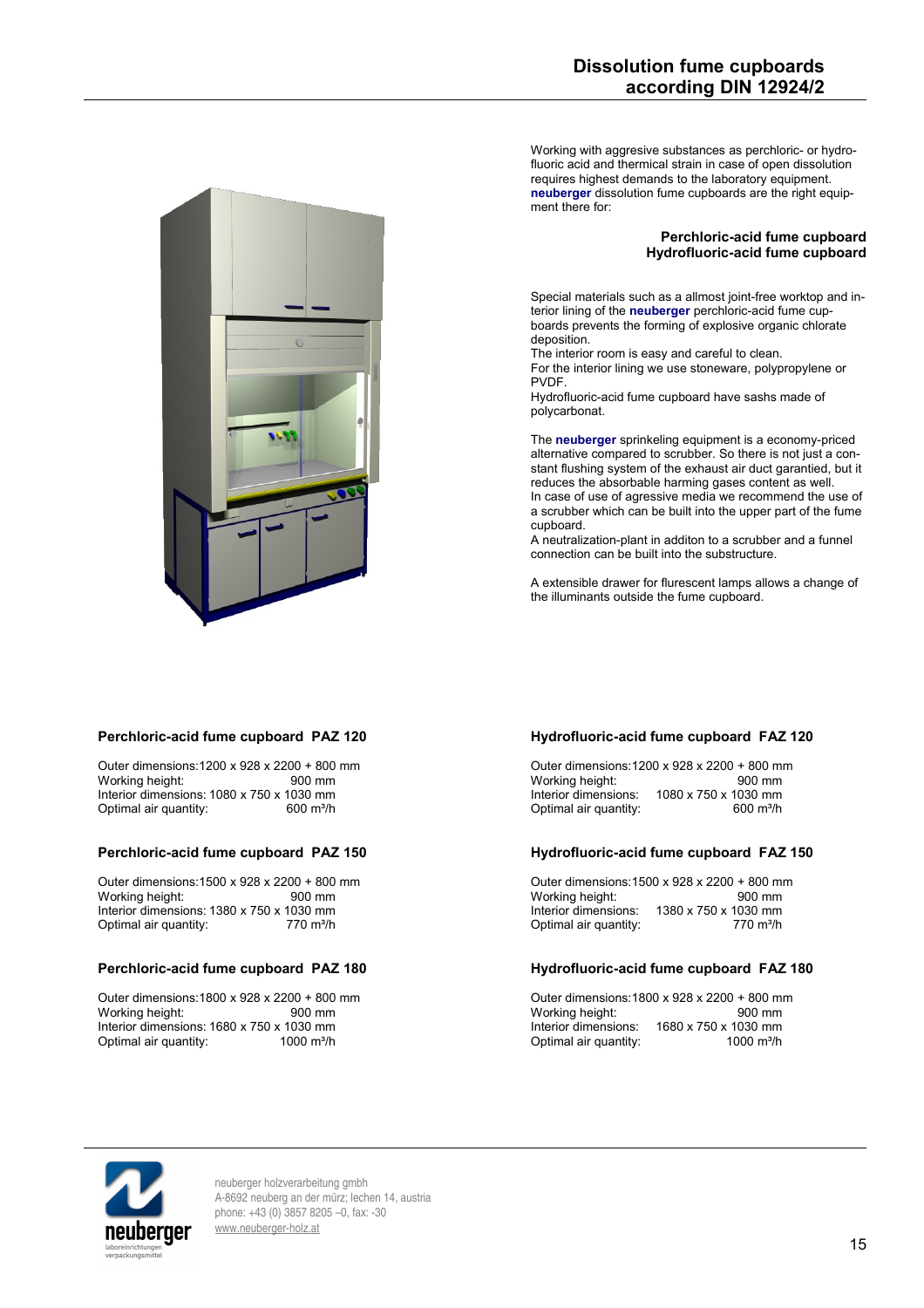# Dissolution fume cupboards according DIN 12924/2

Working with aggresive substances as perchloric- or hydrofluoric acid and thermical strain in case of open dissolution requires highest demands to the laboratory equipment. **neuberger** dissolution fume cupboards are the right equipment there for:

**Perchloric-acid fume cupboard**
**Hydrofluoric-acid fume cupboard**

Special materials such as a allmost joint-free worktop and interior lining of the **neuberger** perchloric-acid fume cupboards prevents the forming of explosive organic chlorate deposition.
The interior room is easy and careful to clean.
For the interior lining we use stoneware, polypropylene or PVDF.
Hydrofluoric-acid fume cupboard have sashs made of polycarbonat.

The **neuberger** sprinkeling equipment is a economy-priced alternative compared to scrubber. So there is not just a constant flushing system of the exhaust air duct garantied, but it reduces the absorbable harming gases content as well.
In case of use of agressive media we recommend the use of a scrubber which can be built into the upper part of the fume cupboard.
A neutralization-plant in additon to a scrubber and a funnel connection can be built into the substructure.

A extensible drawer for flurescent lamps allows a change of the illuminants outside the fume cupboard.

### Perchloric-acid fume cupboard PAZ 120

Outer dimensions: 1200 x 928 x 2200 + 800 mm
Working height: 900 mm
Interior dimensions: 1080 x 750 x 1030 mm
Optimal air quantity: 600 m³/h

### Perchloric-acid fume cupboard PAZ 150

Outer dimensions: 1500 x 928 x 2200 + 800 mm
Working height: 900 mm
Interior dimensions: 1380 x 750 x 1030 mm
Optimal air quantity: 770 m³/h

### Perchloric-acid fume cupboard PAZ 180

Outer dimensions: 1800 x 928 x 2200 + 800 mm
Working height: 900 mm
Interior dimensions: 1680 x 750 x 1030 mm
Optimal air quantity: 1000 m³/h

### Hydrofluoric-acid fume cupboard FAZ 120

Outer dimensions: 1200 x 928 x 2200 + 800 mm
Working height: 900 mm
Interior dimensions: 1080 x 750 x 1030 mm
Optimal air quantity: 600 m³/h

### Hydrofluoric-acid fume cupboard FAZ 150

Outer dimensions: 1500 x 928 x 2200 + 800 mm
Working height: 900 mm
Interior dimensions: 1380 x 750 x 1030 mm
Optimal air quantity: 770 m³/h

### Hydrofluoric-acid fume cupboard FAZ 180

Outer dimensions: 1800 x 928 x 2200 + 800 mm
Working height: 900 mm
Interior dimensions: 1680 x 750 x 1030 mm
Optimal air quantity: 1000 m³/h

neuberger holzverarbeitung gmbh
A-8692 neuberg an der mürz; lechen 14, austria
phone: +43 (0) 3857 8205 –0, fax: -30
www.neuberger-holz.at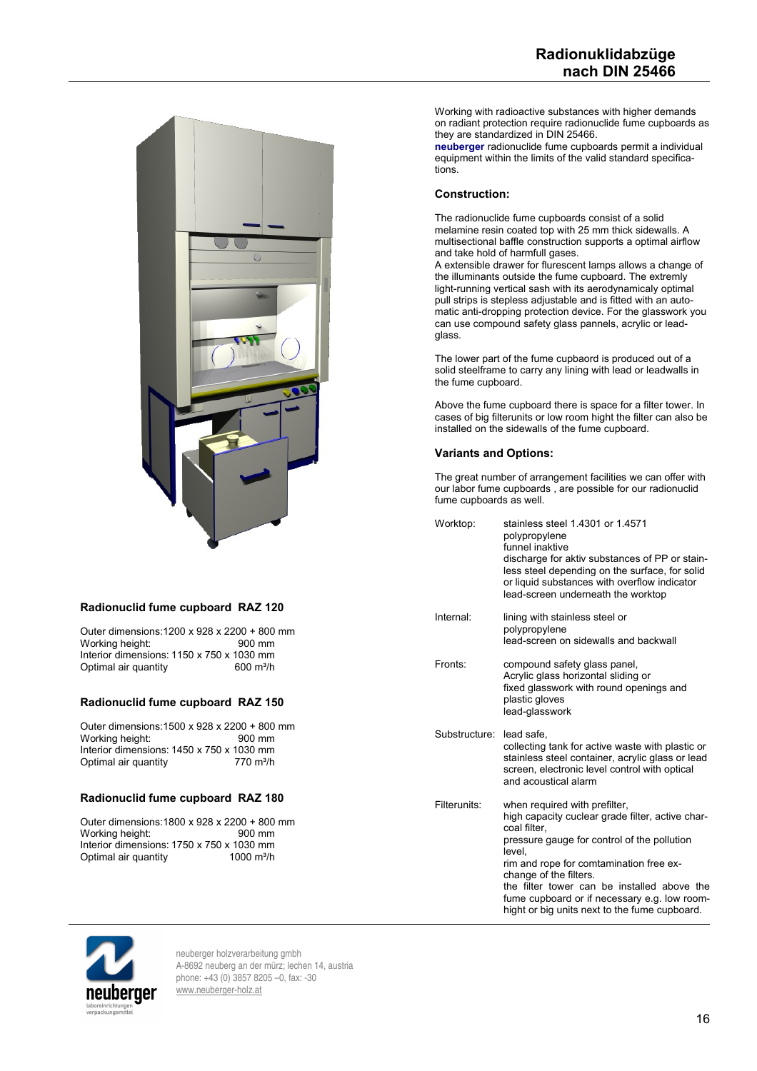# Radionuklidabzüge nach DIN 25466

### Radionuclid fume cupboard RAZ 120

Outer dimensions:1200 x 928 x 2200 + 800 mm
Working height: 900 mm
Interior dimensions: 1150 x 750 x 1030 mm
Optimal air quantity 600 m³/h

### Radionuclid fume cupboard RAZ 150

Outer dimensions:1500 x 928 x 2200 + 800 mm
Working height: 900 mm
Interior dimensions: 1450 x 750 x 1030 mm
Optimal air quantity 770 m³/h

### Radionuclid fume cupboard RAZ 180

Outer dimensions:1800 x 928 x 2200 + 800 mm
Working height: 900 mm
Interior dimensions: 1750 x 750 x 1030 mm
Optimal air quantity 1000 m³/h

Working with radioactive substances with higher demands on radiant protection require radionuclide fume cupboards as they are standardized in DIN 25466.
**neuberger** radionuclide fume cupboards permit a individual equipment within the limits of the valid standard specifications.

### Construction:

The radionuclide fume cupboards consist of a solid melamine resin coated top with 25 mm thick sidewalls. A multisectional baffle construction supports a optimal airflow and take hold of harmfull gases.
A extensible drawer for flurescent lamps allows a change of the illuminants outside the fume cupboard. The extremly light-running vertical sash with its aerodynamicaly optimal pull strips is stepless adjustable and is fitted with an automatic anti-dropping protection device. For the glasswork you can use compound safety glass pannels, acrylic or lead-glass.

The lower part of the fume cupbaord is produced out of a solid steelframe to carry any lining with lead or leadwalls in the fume cupboard.

Above the fume cupboard there is space for a filter tower. In cases of big filterunits or low room hight the filter can also be installed on the sidewalls of the fume cupboard.

### Variants and Options:

The great number of arrangement facilities we can offer with our labor fume cupboards , are possible for our radionuclid fume cupboards as well.

| | |
|---|---|
| Worktop: | stainless steel 1.4301 or 1.4571<br>polypropylene<br>funnel inaktive<br>discharge for aktiv substances of PP or stainless steel depending on the surface, for solid or liquid substances with overflow indicator<br>lead-screen underneath the worktop |
| Internal: | lining with stainless steel or<br>polypropylene<br>lead-screen on sidewalls and backwall |
| Fronts: | compound safety glass panel,<br>Acrylic glass horizontal sliding or<br>fixed glasswork with round openings and plastic gloves<br>lead-glasswork |
| Substructure: | lead safe,<br>collecting tank for active waste with plastic or stainless steel container, acrylic glass or lead screen, electronic level control with optical and acoustical alarm |
| Filterunits: | when required with prefilter,<br>high capacity cuclear grade filter, active charcoal filter,<br>pressure gauge for control of the pollution level,<br>rim and rope for comtamination free exchange of the filters.<br>the filter tower can be installed above the fume cupboard or if necessary e.g. low room-hight or big units next to the fume cupboard. |

neuberger holzverarbeitung gmbh
A-8692 neuberg an der mürz; lechen 14, austria
phone: +43 (0) 3857 8205 –0, fax: -30
www.neuberger-holz.at